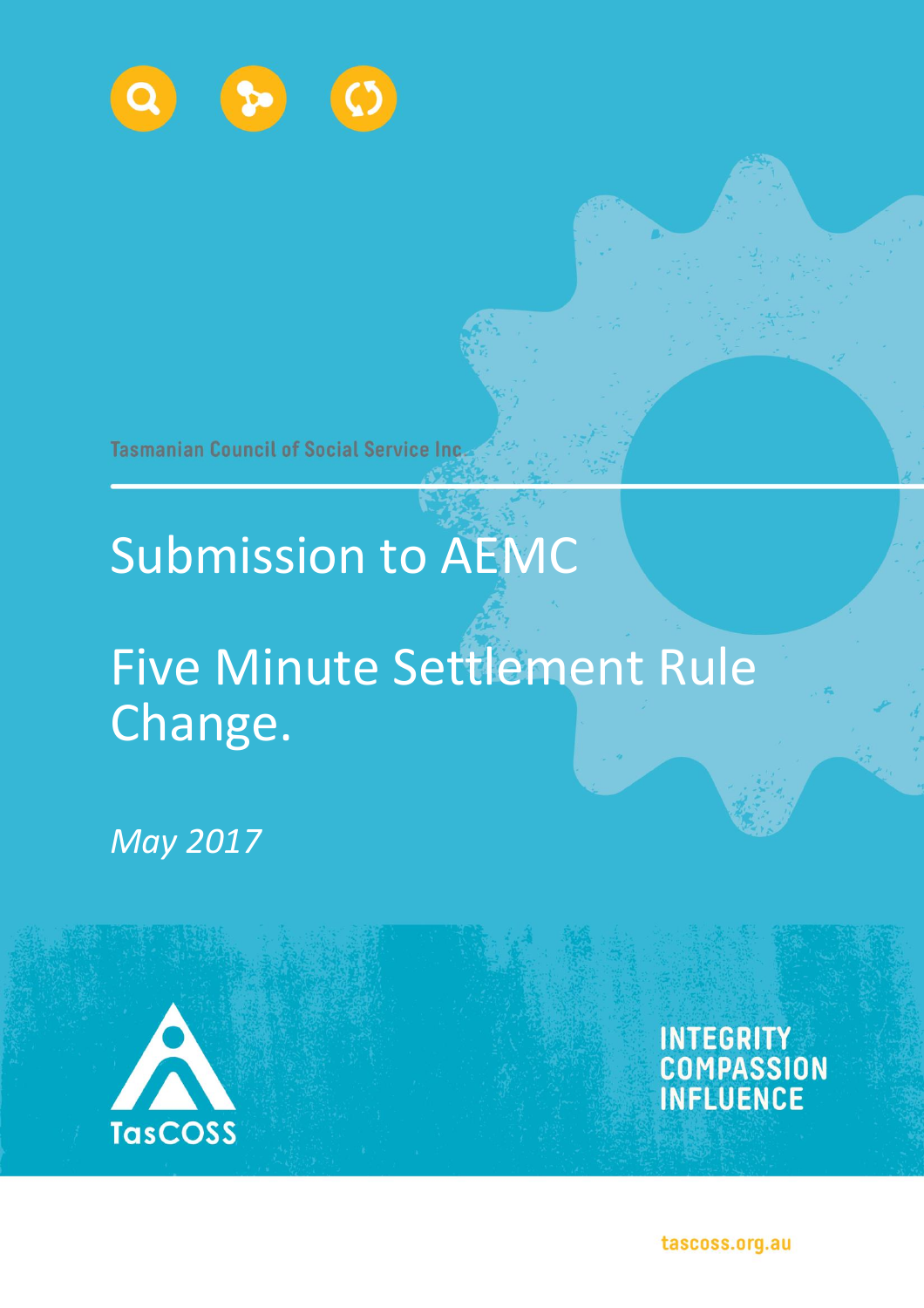Tasmanian Council of Social Service Inc.

# Submission to AEMC

# Five Minute Settlement Rule Change.

*May 2017*

TasCOSS

INTEGRITY
COMPASSION
INFLUENCE

tascoss.org.au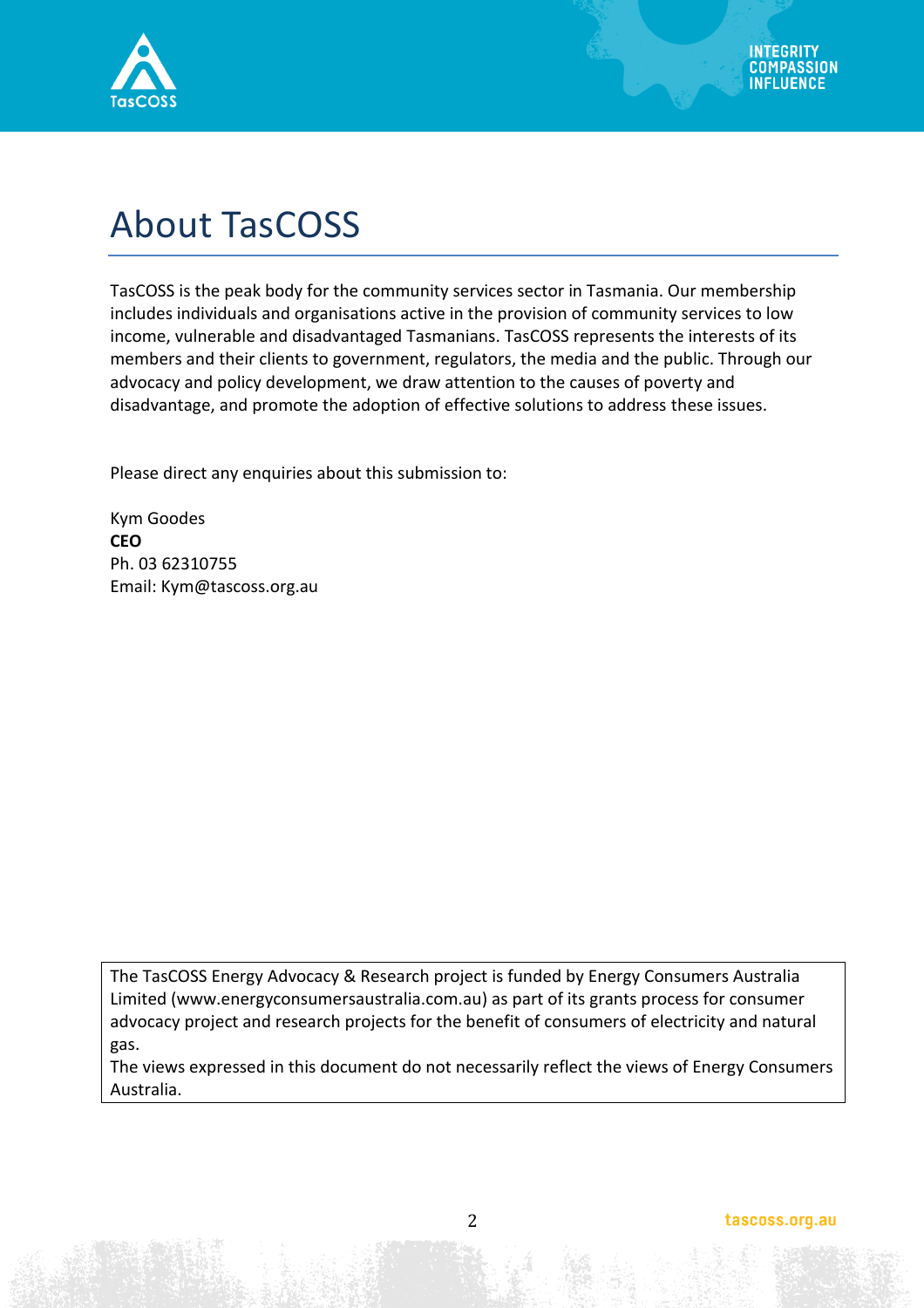# About TasCOSS

TasCOSS is the peak body for the community services sector in Tasmania. Our membership includes individuals and organisations active in the provision of community services to low income, vulnerable and disadvantaged Tasmanians. TasCOSS represents the interests of its members and their clients to government, regulators, the media and the public. Through our advocacy and policy development, we draw attention to the causes of poverty and disadvantage, and promote the adoption of effective solutions to address these issues.

Please direct any enquiries about this submission to:

Kym Goodes
**CEO**
Ph. 03 62310755
Email: Kym@tascoss.org.au

The TasCOSS Energy Advocacy & Research project is funded by Energy Consumers Australia Limited (www.energyconsumersaustralia.com.au) as part of its grants process for consumer advocacy project and research projects for the benefit of consumers of electricity and natural gas.
The views expressed in this document do not necessarily reflect the views of Energy Consumers Australia.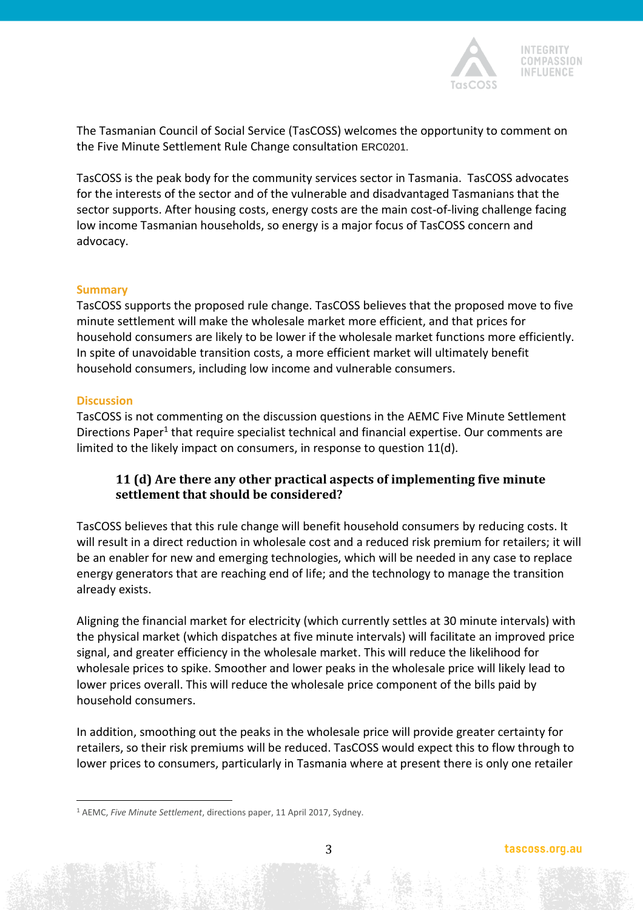The Tasmanian Council of Social Service (TasCOSS) welcomes the opportunity to comment on the Five Minute Settlement Rule Change consultation ERC0201.

TasCOSS is the peak body for the community services sector in Tasmania. TasCOSS advocates for the interests of the sector and of the vulnerable and disadvantaged Tasmanians that the sector supports. After housing costs, energy costs are the main cost-of-living challenge facing low income Tasmanian households, so energy is a major focus of TasCOSS concern and advocacy.

## Summary

TasCOSS supports the proposed rule change. TasCOSS believes that the proposed move to five minute settlement will make the wholesale market more efficient, and that prices for household consumers are likely to be lower if the wholesale market functions more efficiently. In spite of unavoidable transition costs, a more efficient market will ultimately benefit household consumers, including low income and vulnerable consumers.

## Discussion

TasCOSS is not commenting on the discussion questions in the AEMC Five Minute Settlement Directions Paper[1] that require specialist technical and financial expertise. Our comments are limited to the likely impact on consumers, in response to question 11(d).

### 11 (d) Are there any other practical aspects of implementing five minute settlement that should be considered?

TasCOSS believes that this rule change will benefit household consumers by reducing costs. It will result in a direct reduction in wholesale cost and a reduced risk premium for retailers; it will be an enabler for new and emerging technologies, which will be needed in any case to replace energy generators that are reaching end of life; and the technology to manage the transition already exists.

Aligning the financial market for electricity (which currently settles at 30 minute intervals) with the physical market (which dispatches at five minute intervals) will facilitate an improved price signal, and greater efficiency in the wholesale market. This will reduce the likelihood for wholesale prices to spike. Smoother and lower peaks in the wholesale price will likely lead to lower prices overall. This will reduce the wholesale price component of the bills paid by household consumers.

In addition, smoothing out the peaks in the wholesale price will provide greater certainty for retailers, so their risk premiums will be reduced. TasCOSS would expect this to flow through to lower prices to consumers, particularly in Tasmania where at present there is only one retailer

[1] AEMC, *Five Minute Settlement*, directions paper, 11 April 2017, Sydney.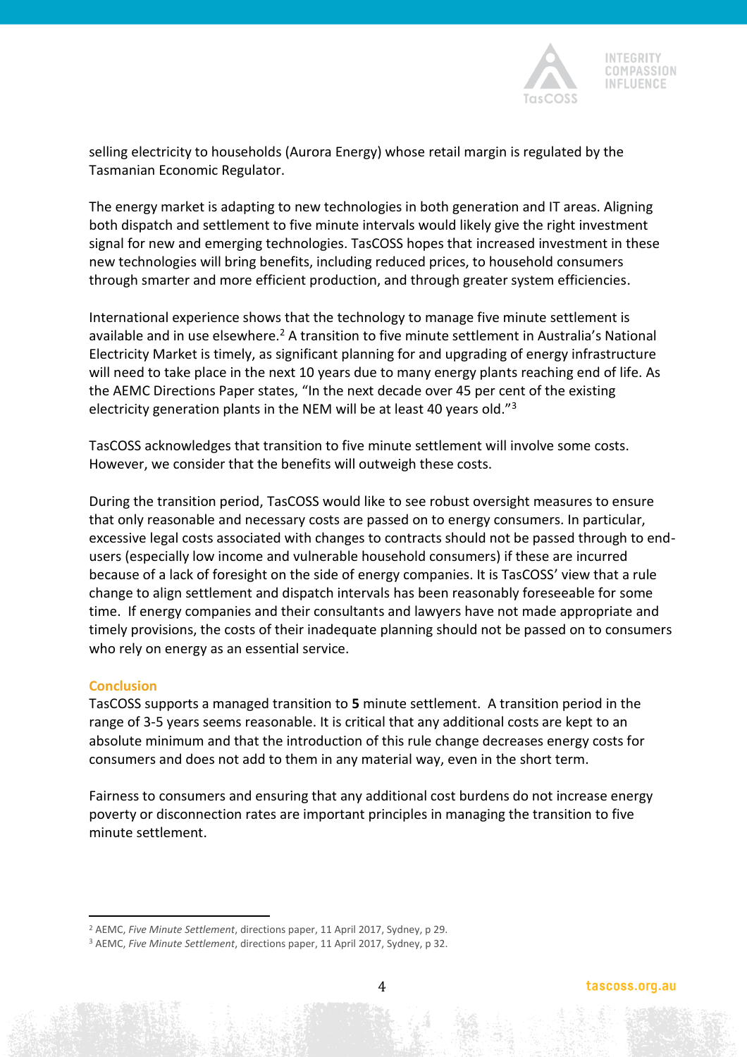selling electricity to households (Aurora Energy) whose retail margin is regulated by the Tasmanian Economic Regulator.

The energy market is adapting to new technologies in both generation and IT areas. Aligning both dispatch and settlement to five minute intervals would likely give the right investment signal for new and emerging technologies. TasCOSS hopes that increased investment in these new technologies will bring benefits, including reduced prices, to household consumers through smarter and more efficient production, and through greater system efficiencies.

International experience shows that the technology to manage five minute settlement is available and in use elsewhere.[2] A transition to five minute settlement in Australia's National Electricity Market is timely, as significant planning for and upgrading of energy infrastructure will need to take place in the next 10 years due to many energy plants reaching end of life. As the AEMC Directions Paper states, "In the next decade over 45 per cent of the existing electricity generation plants in the NEM will be at least 40 years old."[3]

TasCOSS acknowledges that transition to five minute settlement will involve some costs. However, we consider that the benefits will outweigh these costs.

During the transition period, TasCOSS would like to see robust oversight measures to ensure that only reasonable and necessary costs are passed on to energy consumers. In particular, excessive legal costs associated with changes to contracts should not be passed through to end-users (especially low income and vulnerable household consumers) if these are incurred because of a lack of foresight on the side of energy companies. It is TasCOSS' view that a rule change to align settlement and dispatch intervals has been reasonably foreseeable for some time. If energy companies and their consultants and lawyers have not made appropriate and timely provisions, the costs of their inadequate planning should not be passed on to consumers who rely on energy as an essential service.

## Conclusion

TasCOSS supports a managed transition to **5** minute settlement. A transition period in the range of 3-5 years seems reasonable. It is critical that any additional costs are kept to an absolute minimum and that the introduction of this rule change decreases energy costs for consumers and does not add to them in any material way, even in the short term.

Fairness to consumers and ensuring that any additional cost burdens do not increase energy poverty or disconnection rates are important principles in managing the transition to five minute settlement.

---

[2] AEMC, *Five Minute Settlement*, directions paper, 11 April 2017, Sydney, p 29.

[3] AEMC, *Five Minute Settlement*, directions paper, 11 April 2017, Sydney, p 32.